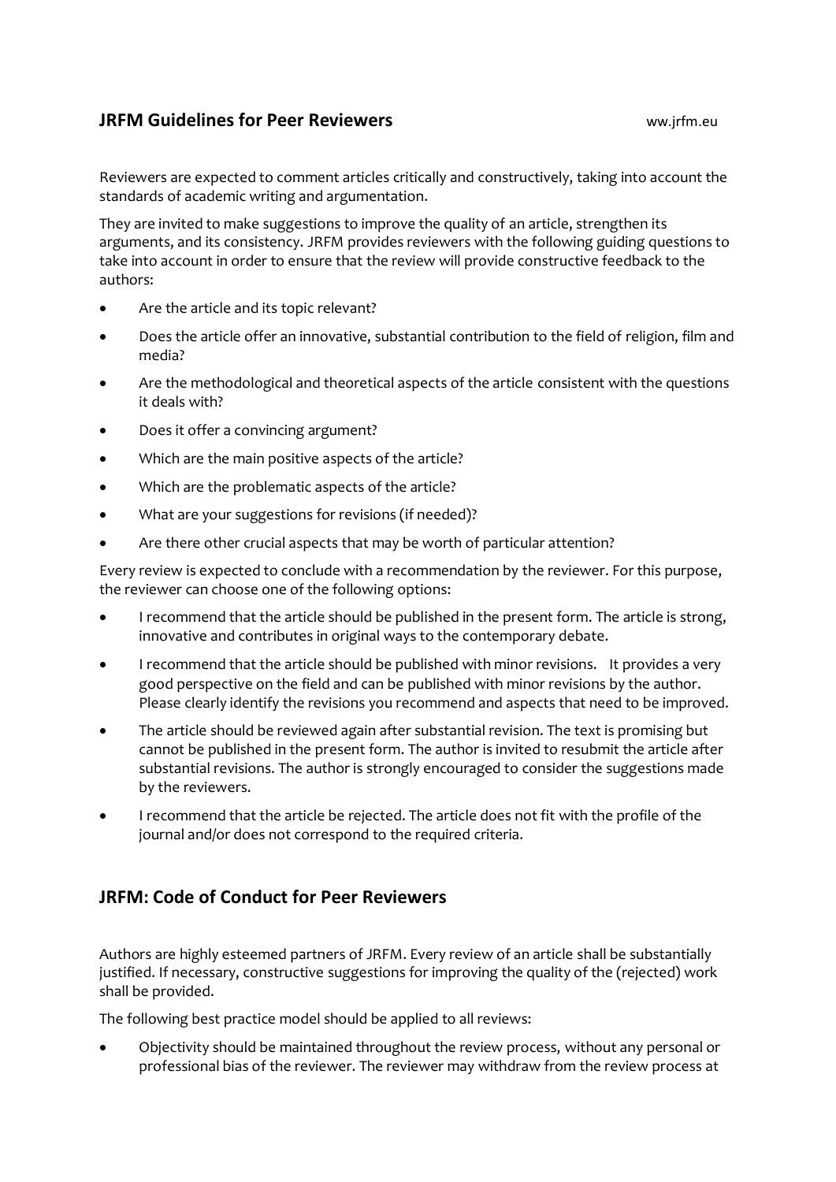## JRFM Guidelines for Peer Reviewers

ww.jrfm.eu

Reviewers are expected to comment articles critically and constructively, taking into account the standards of academic writing and argumentation.

They are invited to make suggestions to improve the quality of an article, strengthen its arguments, and its consistency. JRFM provides reviewers with the following guiding questions to take into account in order to ensure that the review will provide constructive feedback to the authors:

- Are the article and its topic relevant?
- Does the article offer an innovative, substantial contribution to the field of religion, film and media?
- Are the methodological and theoretical aspects of the article consistent with the questions it deals with?
- Does it offer a convincing argument?
- Which are the main positive aspects of the article?
- Which are the problematic aspects of the article?
- What are your suggestions for revisions (if needed)?
- Are there other crucial aspects that may be worth of particular attention?

Every review is expected to conclude with a recommendation by the reviewer. For this purpose, the reviewer can choose one of the following options:

- I recommend that the article should be published in the present form. The article is strong, innovative and contributes in original ways to the contemporary debate.
- I recommend that the article should be published with minor revisions. It provides a very good perspective on the field and can be published with minor revisions by the author. Please clearly identify the revisions you recommend and aspects that need to be improved.
- The article should be reviewed again after substantial revision. The text is promising but cannot be published in the present form. The author is invited to resubmit the article after substantial revisions. The author is strongly encouraged to consider the suggestions made by the reviewers.
- I recommend that the article be rejected. The article does not fit with the profile of the journal and/or does not correspond to the required criteria.

## JRFM: Code of Conduct for Peer Reviewers

Authors are highly esteemed partners of JRFM. Every review of an article shall be substantially justified. If necessary, constructive suggestions for improving the quality of the (rejected) work shall be provided.

The following best practice model should be applied to all reviews:

- Objectivity should be maintained throughout the review process, without any personal or professional bias of the reviewer. The reviewer may withdraw from the review process at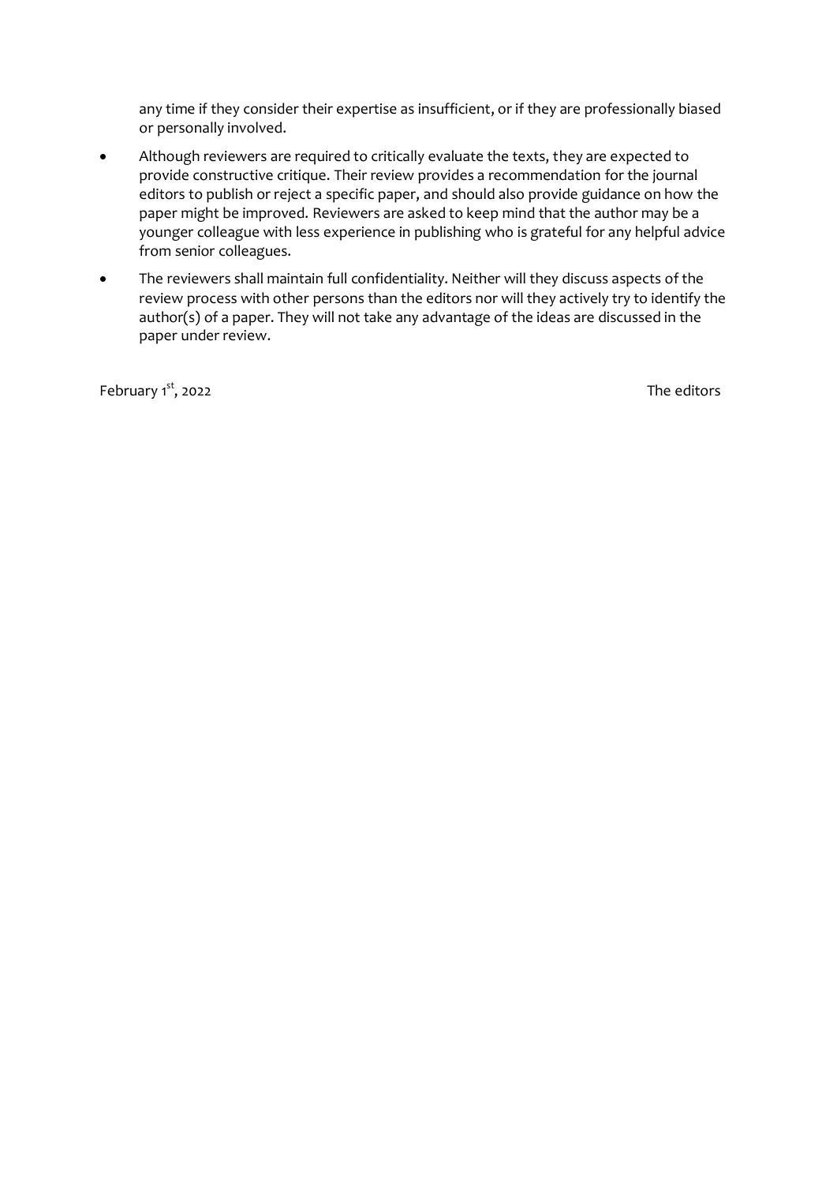any time if they consider their expertise as insufficient, or if they are professionally biased or personally involved.

- Although reviewers are required to critically evaluate the texts, they are expected to provide constructive critique. Their review provides a recommendation for the journal editors to publish or reject a specific paper, and should also provide guidance on how the paper might be improved. Reviewers are asked to keep mind that the author may be a younger colleague with less experience in publishing who is grateful for any helpful advice from senior colleagues.
- The reviewers shall maintain full confidentiality. Neither will they discuss aspects of the review process with other persons than the editors nor will they actively try to identify the author(s) of a paper. They will not take any advantage of the ideas are discussed in the paper under review.

February 1st, 2022 — The editors